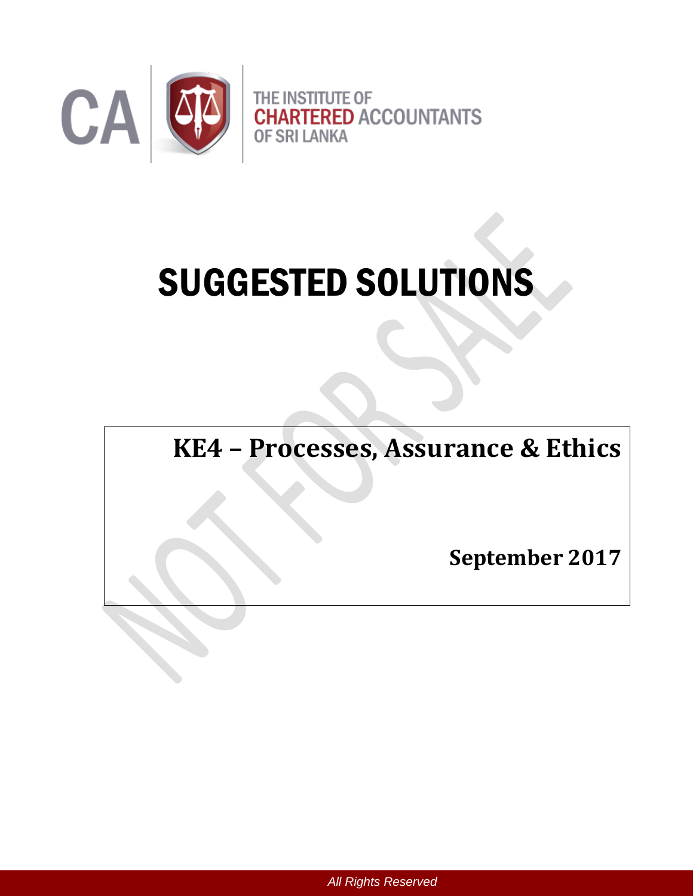THE INSTITUTE OF CHARTERED ACCOUNTANTS OF SRI LANKA

# SUGGESTED SOLUTIONS

## KE4 – Processes, Assurance & Ethics

**September 2017**

*All Rights Reserved*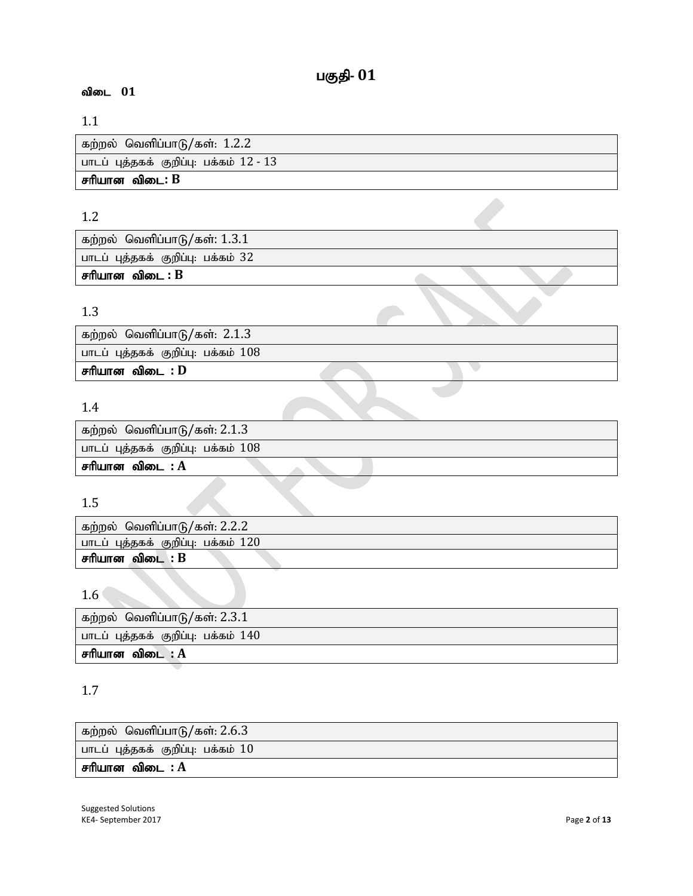# பகுதி- 01

**விடை 01**

1.1

| கற்றல் வெளிப்பாடு/கள்: 1.2.2 |
|---|
| பாடப் புத்தகக் குறிப்பு: பக்கம் 12 - 13 |
| **சரியான விடை: B** |

1.2

| கற்றல் வெளிப்பாடு/கள்: 1.3.1 |
|---|
| பாடப் புத்தகக் குறிப்பு: பக்கம் 32 |
| **சரியான விடை : B** |

1.3

| கற்றல் வெளிப்பாடு/கள்: 2.1.3 |
|---|
| பாடப் புத்தகக் குறிப்பு: பக்கம் 108 |
| **சரியான விடை : D** |

1.4

| கற்றல் வெளிப்பாடு/கள்: 2.1.3 |
|---|
| பாடப் புத்தகக் குறிப்பு: பக்கம் 108 |
| **சரியான விடை : A** |

1.5

| கற்றல் வெளிப்பாடு/கள்: 2.2.2 |
|---|
| பாடப் புத்தகக் குறிப்பு: பக்கம் 120 |
| **சரியான விடை : B** |

1.6

| கற்றல் வெளிப்பாடு/கள்: 2.3.1 |
|---|
| பாடப் புத்தகக் குறிப்பு: பக்கம் 140 |
| **சரியான விடை : A** |

1.7

| கற்றல் வெளிப்பாடு/கள்: 2.6.3 |
|---|
| பாடப் புத்தகக் குறிப்பு: பக்கம் 10 |
| **சரியான விடை : A** |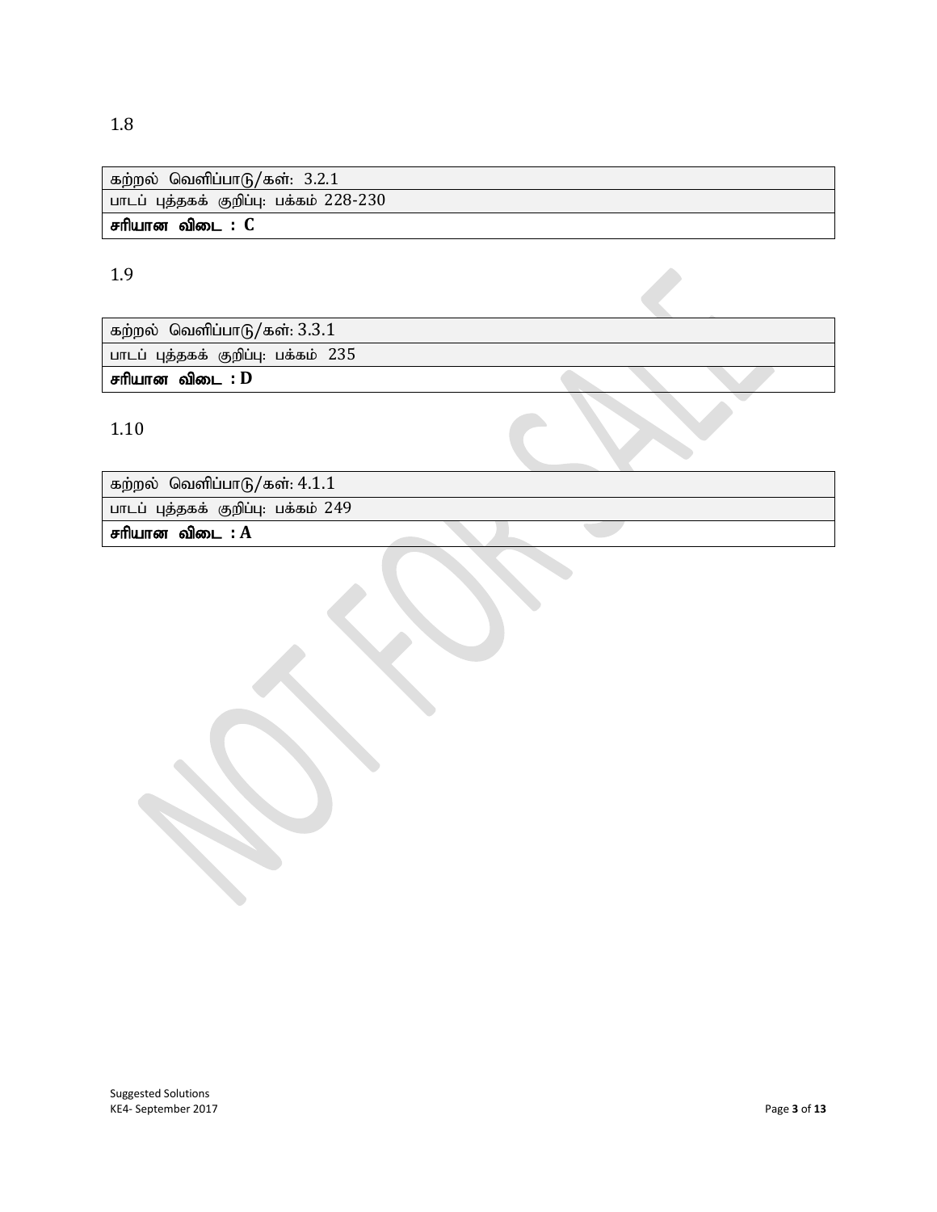1.8

| கற்றல் வெளிப்பாடு/கள்: 3.2.1 |
|---|
| பாடப் புத்தகக் குறிப்பு: பக்கம் 228-230 |
| **சரியான விடை : C** |

1.9

| கற்றல் வெளிப்பாடு/கள்: 3.3.1 |
|---|
| பாடப் புத்தகக் குறிப்பு: பக்கம் 235 |
| **சரியான விடை : D** |

1.10

| கற்றல் வெளிப்பாடு/கள்: 4.1.1 |
|---|
| பாடப் புத்தகக் குறிப்பு: பக்கம் 249 |
| **சரியான விடை : A** |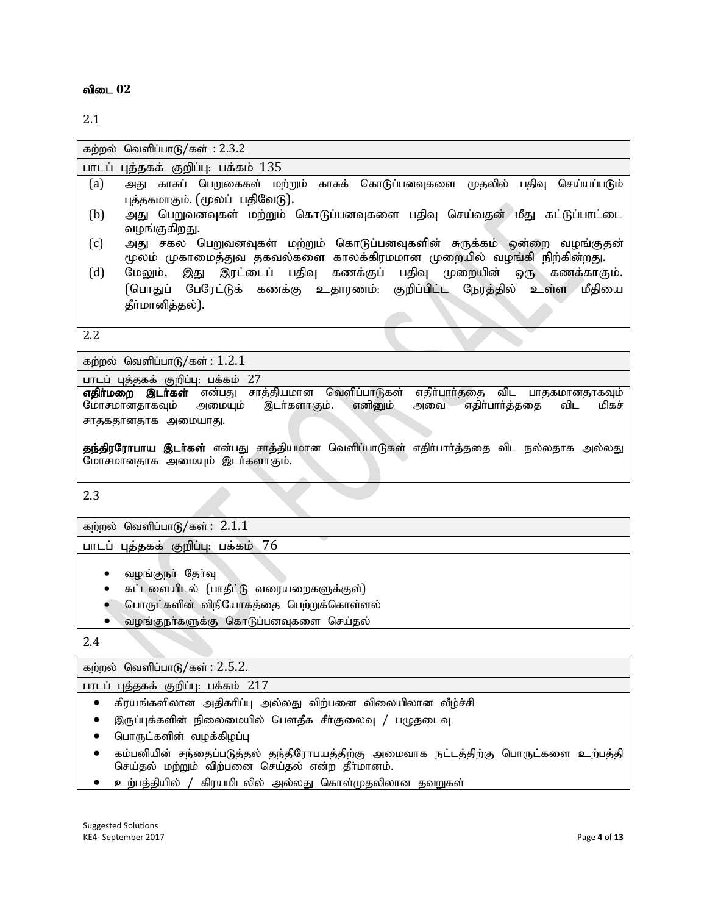**விடை 02**

2.1

| கற்றல் வெளிப்பாடு/கள் : 2.3.2 |
|---|
| பாடப் புத்தகக் குறிப்பு: பக்கம் 135 |

(a) அது காசுப் பெறுகைகள் மற்றும் காசுக் கொடுப்பனவுகளை முதலில் பதிவு செய்யப்படும் புத்தகமாகும். (மூலப் பதிவேடு).

(b) அது பெறுவனவுகள் மற்றும் கொடுப்பனவுகளை பதிவு செய்வதன் மீது கட்டுப்பாட்டை வழங்குகிறது.

(c) அது சகல பெறுவனவுகள் மற்றும் கொடுப்பனவுகளின் சுருக்கம் ஒன்றை வழங்குதன் மூலம் முகாமைத்துவ தகவல்களை காலக்கிரமமான முறையில் வழங்கி நிற்கின்றது.

(d) மேலும், இது இரட்டைப் பதிவு கணக்குப் பதிவு முறையின் ஒரு கணக்காகும். (பொதுப் பேரேட்டுக் கணக்கு உதாரணம்: குறிப்பிட்ட நேரத்தில் உள்ள மீதியை தீர்மானித்தல்).

2.2

| கற்றல் வெளிப்பாடு/கள் : 1.2.1 |
|---|
| பாடப் புத்தகக் குறிப்பு: பக்கம் 27 |

**எதிர்மறை இடர்கள்** என்பது சாத்தியமான வெளிப்பாடுகள் எதிர்பார்த்ததை விட பாதகமானதாகவும் மோசமானதாகவும் அமையும் இடர்களாகும். எனினும் அவை எதிர்பார்த்ததை விட மிகச் சாதகதானதாக அமையாது.

**தந்திரரோபாய இடர்கள்** என்பது சாத்தியமான வெளிப்பாடுகள் எதிர்பார்த்ததை விட நல்லதாக அல்லது மோசமானதாக அமையும் இடர்களாகும்.

2.3

| கற்றல் வெளிப்பாடு/கள் : 2.1.1 |
|---|
| பாடப் புத்தகக் குறிப்பு: பக்கம் 76 |

- வழங்குநர் தேர்வு
- கட்டளையிடல் (பாதீட்டு வரையறைகளுக்குள்)
- பொருட்களின் விநியோகத்தை பெற்றுக்கொள்ளல்
- வழங்குநர்களுக்கு கொடுப்பனவுகளை செய்தல்

2.4

| கற்றல் வெளிப்பாடு/கள் : 2.5.2. |
|---|
| பாடப் புத்தகக் குறிப்பு: பக்கம் 217 |

- கிரயங்களிலான அதிகரிப்பு அல்லது விற்பனை விலையிலான வீழ்ச்சி
- இருப்புக்களின் நிலைமையில் பௌதீக சீர்குலைவு / பழுதடைவு
- பொருட்களின் வழக்கிழப்பு
- கம்பனியின் சந்தைப்படுத்தல் தந்திரோபயத்திற்கு அமைவாக நட்டத்திற்கு பொருட்களை உற்பத்தி செய்தல் மற்றும் விற்பனை செய்தல் என்ற தீர்மானம்.
- உற்பத்தியில் / கிரயமிடலில் அல்லது கொள்முதலிலான தவறுகள்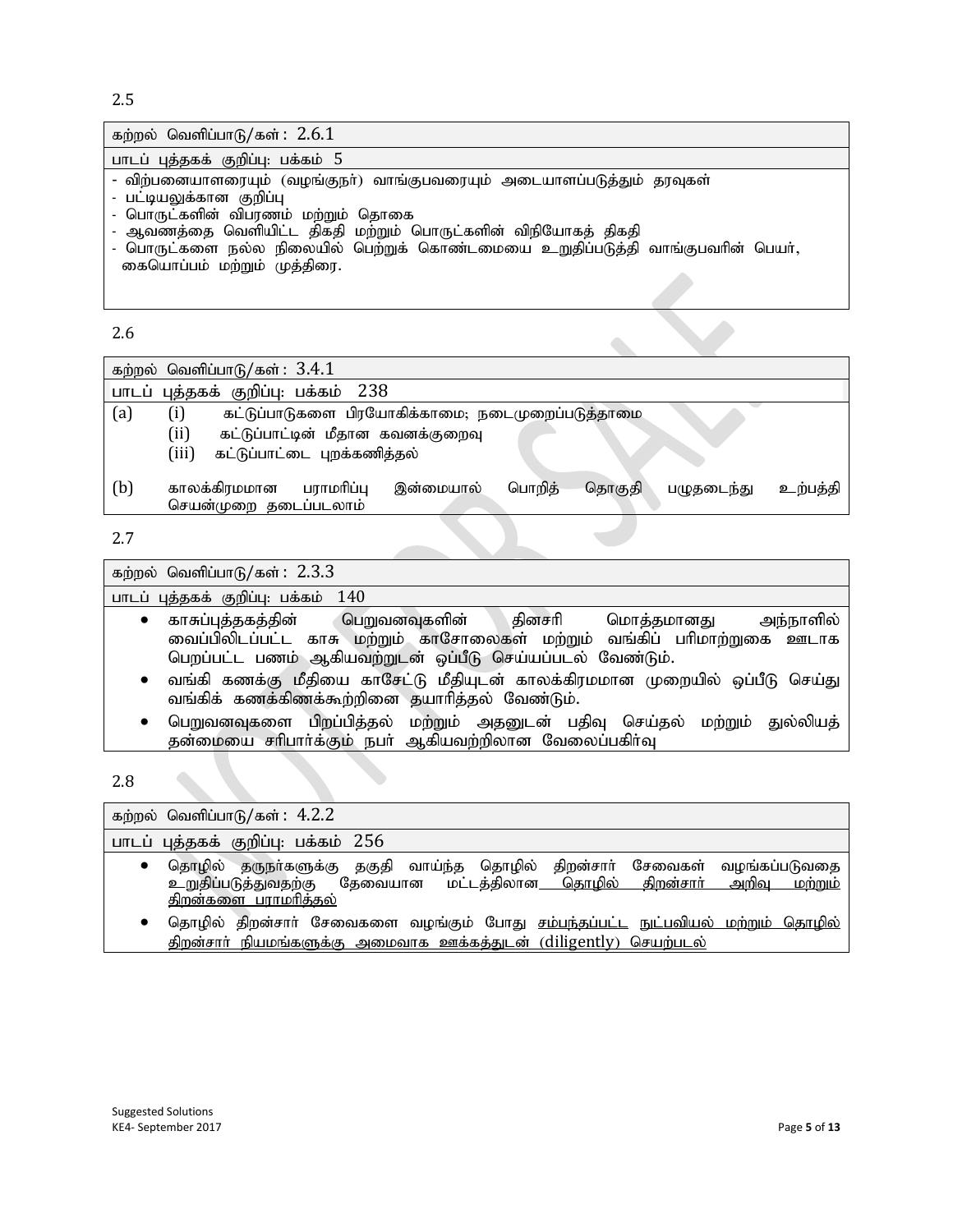2.5

கற்றல் வெளிப்பாடு/கள்: 2.6.1

பாடப் புத்தகக் குறிப்பு: பக்கம் 5

- விற்பனையாளரையும் (வழங்குநர்) வாங்குபவரையும் அடையாளப்படுத்தும் தரவுகள்
- பட்டியலுக்கான குறிப்பு
- பொருட்களின் விபரணம் மற்றும் தொகை
- ஆவணத்தை வெளியிட்ட திகதி மற்றும் பொருட்களின் விநியோகத் திகதி
- பொருட்களை நல்ல நிலையில் பெற்றுக் கொண்டமையை உறுதிப்படுத்தி வாங்குபவரின் பெயர், கையொப்பம் மற்றும் முத்திரை.

2.6

கற்றல் வெளிப்பாடு/கள்: 3.4.1

பாடப் புத்தகக் குறிப்பு: பக்கம் 238

(a)
- (i) கட்டுப்பாடுகளை பிரயோகிக்காமை; நடைமுறைப்படுத்தாமை
- (ii) கட்டுப்பாட்டின் மீதான கவனக்குறைவு
- (iii) கட்டுப்பாட்டை புறக்கணித்தல்

(b) காலக்கிரமமான பராமரிப்பு இன்மையால் பொறித் தொகுதி பழுதடைந்து உற்பத்தி செயன்முறை தடைப்படலாம்

2.7

கற்றல் வெளிப்பாடு/கள்: 2.3.3

பாடப் புத்தகக் குறிப்பு: பக்கம் 140

- காசுப்புத்தகத்தின் பெறுவனவுகளின் தினசரி மொத்தமானது அந்நாளில் வைப்பிலிடப்பட்ட காசு மற்றும் காசோலைகள் மற்றும் வங்கிப் பரிமாற்றுகை ஊடாக பெறப்பட்ட பணம் ஆகியவற்றுடன் ஒப்பீடு செய்யப்படல் வேண்டும்.
- வங்கி கணக்கு மீதியை காசேட்டு மீதியுடன் காலக்கிரமமான முறையில் ஒப்பீடு செய்து வங்கிக் கணக்கிணக்கூற்றினை தயாரித்தல் வேண்டும்.
- பெறுவனவுகளை பிறப்பித்தல் மற்றும் அதனுடன் பதிவு செய்தல் மற்றும் துல்லியத் தன்மையை சரிபார்க்கும் நபர் ஆகியவற்றிலான வேலைப்பகிர்வு

2.8

கற்றல் வெளிப்பாடு/கள்: 4.2.2

பாடப் புத்தகக் குறிப்பு: பக்கம் 256

- தொழில் தருநர்களுக்கு தகுதி வாய்ந்த தொழில் திறன்சார் சேவைகள் வழங்கப்படுவதை உறுதிப்படுத்துவதற்கு தேவையான மட்டத்திலான <u>தொழில் திறன்சார் அறிவு மற்றும் திறன்களை பராமரித்தல்</u>
- தொழில் திறன்சார் சேவைகளை வழங்கும் போது <u>சம்பந்தப்பட்ட நுட்பவியல் மற்றும் தொழில் திறன்சார் நியமங்களுக்கு அமைவாக ஊக்கத்துடன் (diligently) செயற்படல்</u>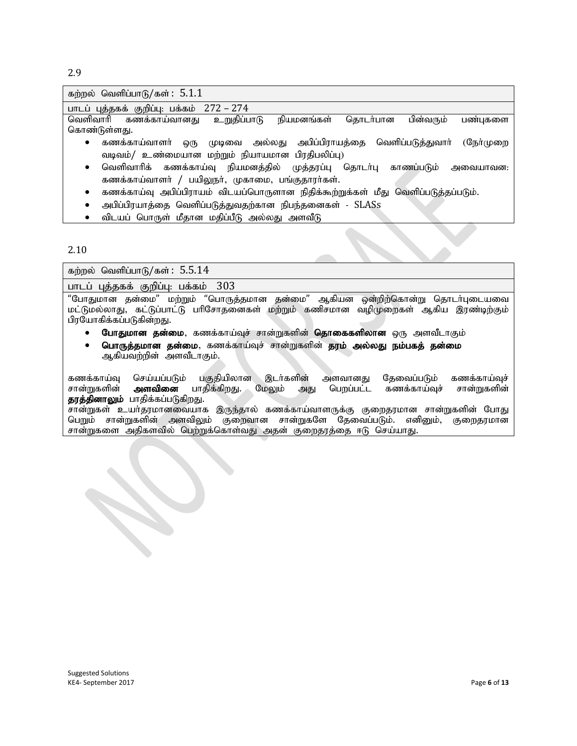2.9

| கற்றல் வெளிப்பாடு/கள்: 5.1.1 |
| --- |
| பாடப் புத்தகக் குறிப்பு: பக்கம் 272 – 274 |

வெளிவாரி கணக்காய்வானது உறுதிப்பாடு நியமனங்கள் தொடர்பான பின்வரும் பண்புகளை கொண்டுள்ளது.

- கணக்காய்வாளர் ஒரு முடிவை அல்லது அபிப்பிராயத்தை வெளிப்படுத்துவார் (நேர்முறை வடிவம்/ உண்மையான மற்றும் நியாயமான பிரதிபலிப்பு)
- வெளிவாரிக் கணக்காய்வு நியமனத்தில் முத்தரப்பு தொடர்பு காணப்படும் அவையாவன: கணக்காய்வாளர் / பயிலுநர், முகாமை, பங்குதாரர்கள்.
- கணக்காய்வு அபிப்பிராயம் விடயப்பொருளான நிதிக்கூற்றுக்கள் மீது வெளிப்படுத்தப்படும்.
- அபிப்பிரயாத்தை வெளிப்படுத்துவதற்கான நிபந்தனைகள் - SLASs
- விடயப் பொருள் மீதான மதிப்பீடு அல்லது அளவீடு

2.10

| கற்றல் வெளிப்பாடு/கள்: 5.5.14 |
| --- |
| பாடப் புத்தகக் குறிப்பு: பக்கம் 303 |

“போதுமான தன்மை” மற்றும் “பொருத்தமான தன்மை” ஆகியன ஒன்றிற்கொன்று தொடர்புடையவை மட்டுமல்லாது, கட்டுப்பாட்டு பரிசோதனைகள் மற்றும் கணிசமான வழிமுறைகள் ஆகிய இரண்டிற்கும் பிரயோகிக்கப்படுகின்றது.

- **போதுமான தன்மை**, கணக்காய்வுச் சான்றுகளின் **தொகைகளிலான** ஒரு அளவீடாகும்
- **பொருத்தமான தன்மை**, கணக்காய்வுச் சான்றுகளின் **தரம் அல்லது நம்பகத் தன்மை** ஆகியவற்றின் அளவீடாகும்.

கணக்காய்வு செய்யப்படும் பகுதியிலான இடர்களின் அளவானது தேவைப்படும் கணக்காய்வுச் சான்றுகளின் **அளவினை** பாதிக்கிறது. மேலும் அது பெறப்பட்ட கணக்காய்வுச் சான்றுகளின் **தரத்தினாலும்** பாதிக்கப்படுகிறது.
சான்றுகள் உயர்தரமானவையாக இருந்தால் கணக்காய்வாளருக்கு குறைதரமான சான்றுகளின் போது பெறும் சான்றுகளின் அளவிலும் குறைவான சான்றுகளே தேவைப்படும். எனினும், குறைதரமான சான்றுகளை அதிகளவில் பெற்றுக்கொள்வது அதன் குறைதரத்தை ஈடு செய்யாது.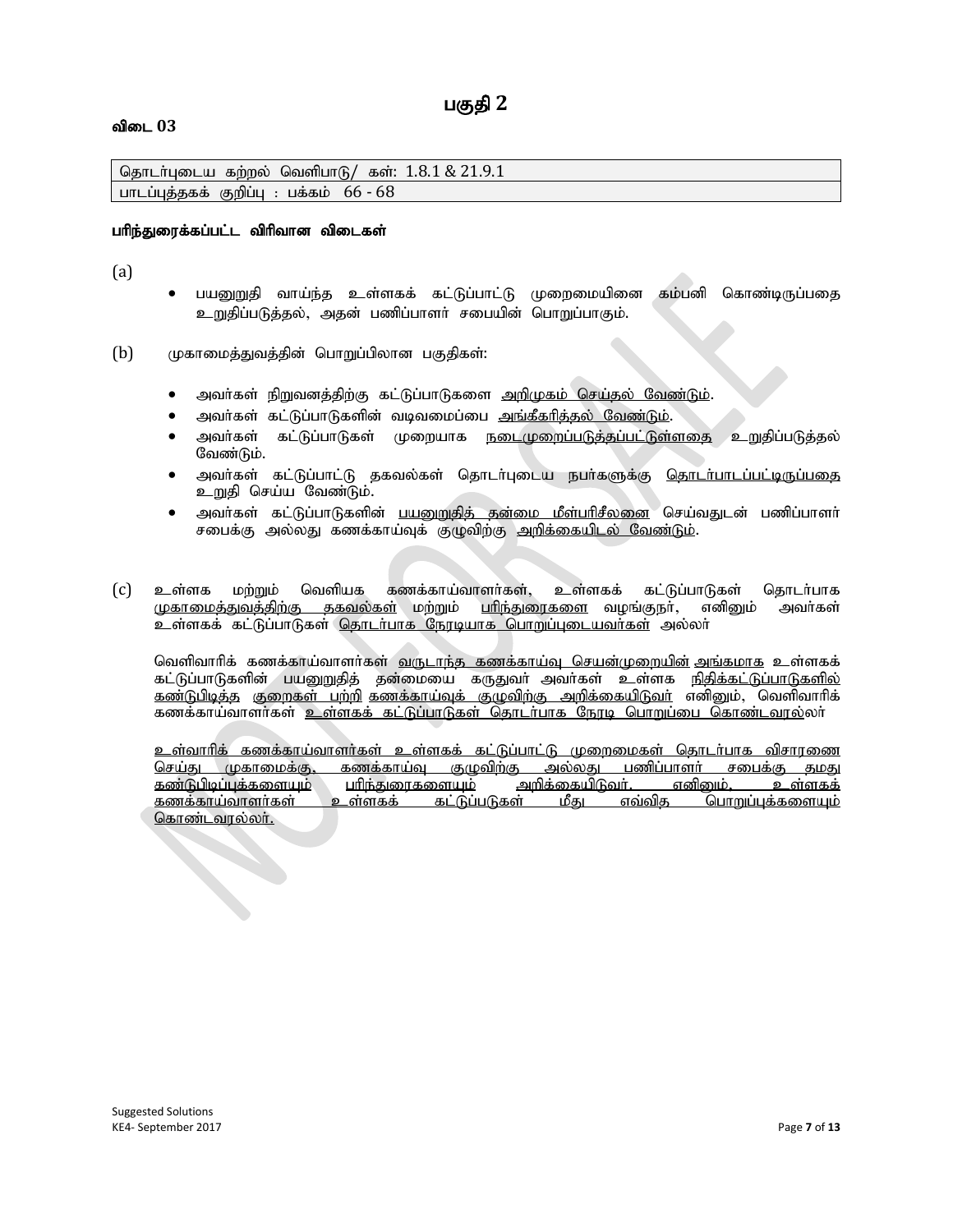# பகுதி 2

**விடை 03**

| தொடர்புடைய கற்றல் வெளிபாடு/ கள்: 1.8.1 & 21.9.1 |
|---|
| பாடப்புத்தகக் குறிப்பு : பக்கம் 66 - 68 |

**பரிந்துரைக்கப்பட்ட விரிவான விடைகள்**

(a)

- பயனுறுதி வாய்ந்த உள்ளகக் கட்டுப்பாட்டு முறைமையினை கம்பனி கொண்டிருப்பதை உறுதிப்படுத்தல், அதன் பணிப்பாளர் சபையின் பொறுப்பாகும்.

(b) முகாமைத்துவத்தின் பொறுப்பிலான பகுதிகள்:

- அவர்கள் நிறுவனத்திற்கு கட்டுப்பாடுகளை அறிமுகம் செய்தல் வேண்டும்.
- அவர்கள் கட்டுப்பாடுகளின் வடிவமைப்பை அங்கீகரித்தல் வேண்டும்.
- அவர்கள் கட்டுப்பாடுகள் முறையாக நடைமுறைப்படுத்தப்பட்டுள்ளதை உறுதிப்படுத்தல் வேண்டும்.
- அவர்கள் கட்டுப்பாட்டு தகவல்கள் தொடர்புடைய நபர்களுக்கு தொடர்பாடப்பட்டிருப்பதை உறுதி செய்ய வேண்டும்.
- அவர்கள் கட்டுப்பாடுகளின் பயனுறுதித் தன்மை மீள்பரிசீலனை செய்வதுடன் பணிப்பாளர் சபைக்கு அல்லது கணக்காய்வுக் குழுவிற்கு அறிக்கையிடல் வேண்டும்.

(c) உள்ளக மற்றும் வெளியக கணக்காய்வாளர்கள், உள்ளகக் கட்டுப்பாடுகள் தொடர்பாக முகாமைத்துவத்திற்கு தகவல்கள் மற்றும் பரிந்துரைகளை வழங்குநர், எனினும் அவர்கள் உள்ளகக் கட்டுப்பாடுகள் தொடர்பாக நேரடியாக பொறுப்புடையவர்கள் அல்லர்

வெளிவாரிக் கணக்காய்வாளர்கள் வருடாந்த கணக்காய்வு செயன்முறையின் அங்கமாக உள்ளகக் கட்டுப்பாடுகளின் பயனுறுதித் தன்மையை கருதுவர் அவர்கள் உள்ளக நிதிக்கட்டுப்பாடுகளில் கண்டுபிடித்த குறைகள் பற்றி கணக்காய்வுக் குழுவிற்கு அறிக்கையிடுவர் எனினும், வெளிவாரிக் கணக்காய்வாளர்கள் உள்ளகக் கட்டுப்பாடுகள் தொடர்பாக நேரடி பொறுப்பை கொண்டவரல்லர்

உள்வாரிக் கணக்காய்வாளர்கள் உள்ளகக் கட்டுப்பாட்டு முறைமைகள் தொடர்பாக விசாரணை செய்து முகாமைக்கு, கணக்காய்வு குழுவிற்கு அல்லது பணிப்பாளர் சபைக்கு தமது கண்டுபிடிப்புக்களையும் பரிந்துரைகளையும் அறிக்கையிடுவர். எனினும், உள்ளகக் கணக்காய்வாளர்கள் உள்ளகக் கட்டுப்படுகள் மீது எவ்வித பொறுப்புக்களையும் கொண்டவரல்லர்.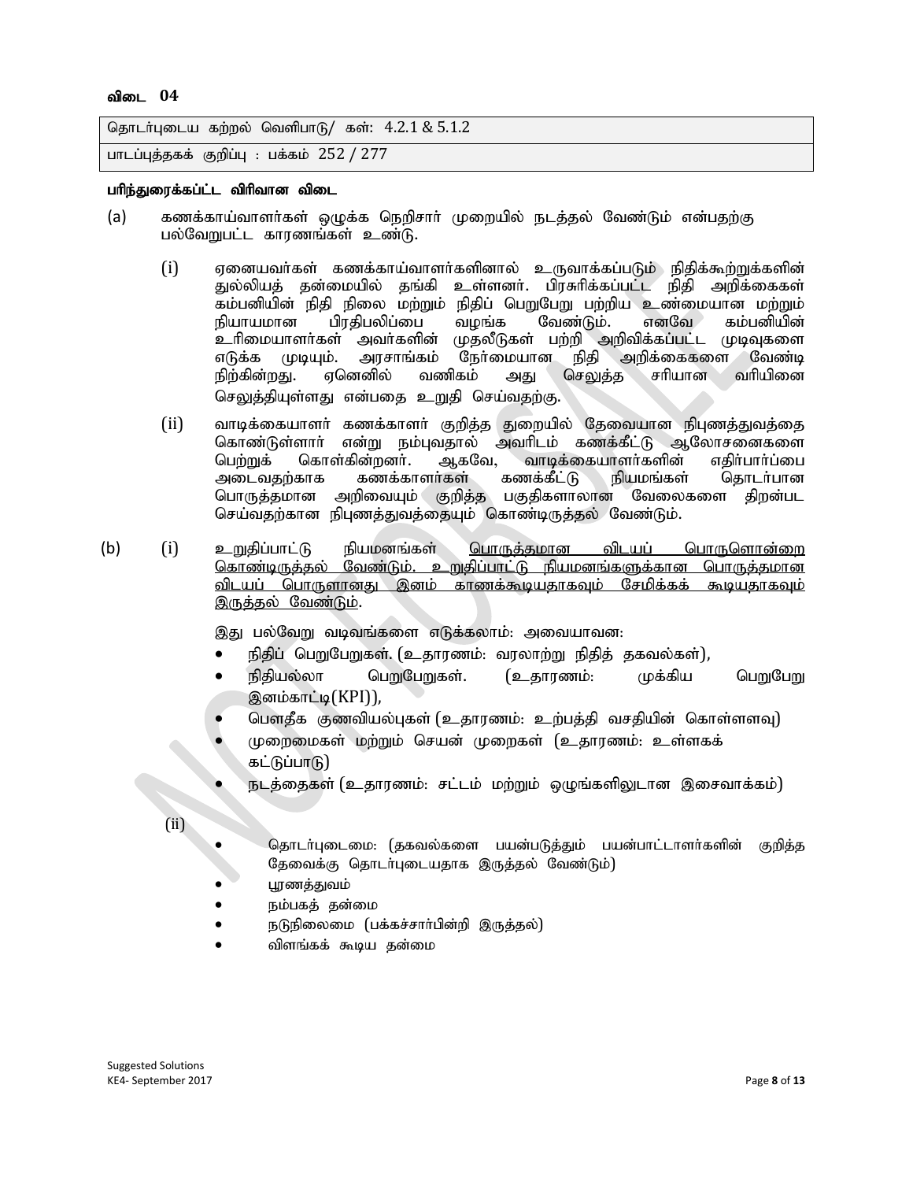**விடை 04**

| தொடர்புடைய கற்றல் வெளிபாடு/ கள்: 4.2.1 & 5.1.2 |
|---|
| பாடப்புத்தகக் குறிப்பு : பக்கம் 252 / 277 |

**பரிந்துரைக்கப்ட்ட விரிவான விடை**

(a) கணக்காய்வாளர்கள் ஒழுக்க நெறிசார் முறையில் நடத்தல் வேண்டும் என்பதற்கு பல்வேறுபட்ட காரணங்கள் உண்டு.

(i) ஏனையவர்கள் கணக்காய்வாளர்களினால் உருவாக்கப்படும் நிதிக்கூற்றுக்களின் துல்லியத் தன்மையில் தங்கி உள்ளனர். பிரசுரிக்கப்பட்ட நிதி அறிக்கைகள் கம்பனியின் நிதி நிலை மற்றும் நிதிப் பெறுபேறு பற்றிய உண்மையான மற்றும் நியாயமான பிரதிபலிப்பை வழங்க வேண்டும். எனவே கம்பனியின் உரிமையாளர்கள் அவர்களின் முதலீடுகள் பற்றி அறிவிக்கப்பட்ட முடிவுகளை எடுக்க முடியும். அரசாங்கம் நேர்மையான நிதி அறிக்கைகளை வேண்டி நிற்கின்றது. ஏனெனில் வணிகம் அது செலுத்த சரியான வரியினை செலுத்தியுள்ளது என்பதை உறுதி செய்வதற்கு.

(ii) வாடிக்கையாளர் கணக்காளர் குறித்த துறையில் தேவையான நிபுணத்துவத்தை கொண்டுள்ளார் என்று நம்புவதால் அவரிடம் கணக்கீட்டு ஆலோசனைகளை பெற்றுக் கொள்கின்றனர். ஆகவே, வாடிக்கையாளர்களின் எதிர்பார்ப்பை அடைவதற்காக கணக்காளர்கள் கணக்கீட்டு நியமங்கள் தொடர்பான பொருத்தமான அறிவையும் குறித்த பகுதிகளாலான வேலைகளை திறன்பட செய்வதற்கான நிபுணத்துவத்தையும் கொண்டிருத்தல் வேண்டும்.

(b) (i) உறுதிப்பாட்டு நியமனங்கள் <u>பொருத்தமான விடயப் பொருளொன்றை கொண்டிருத்தல் வேண்டும். உறுதிப்பாட்டு நியமனங்களுக்கான பொருத்தமான விடயப் பொருளானது இனம் காணக்கூடியதாகவும் சேமிக்கக் கூடியதாகவும் இருத்தல் வேண்டும்</u>.

இது பல்வேறு வடிவங்களை எடுக்கலாம்: அவையாவன:

- நிதிப் பெறுபேறுகள். (உதாரணம்: வரலாற்று நிதித் தகவல்கள்),
- நிதியல்லா பெறுபேறுகள். (உதாரணம்: முக்கிய பெறுபேறு இனம்காட்டி(KPI)),
- பௌதீக குணவியல்புகள் (உதாரணம்: உற்பத்தி வசதியின் கொள்ளளவு)
- முறைமைகள் மற்றும் செயன் முறைகள் (உதாரணம்: உள்ளகக் கட்டுப்பாடு)
- நடத்தைகள் (உதாரணம்: சட்டம் மற்றும் ஒழுங்களிலுடான இசைவாக்கம்)

(ii)

- தொடர்புடைமை: (தகவல்களை பயன்படுத்தும் பயன்பாட்டாளர்களின் குறித்த தேவைக்கு தொடர்புடையதாக இருத்தல் வேண்டும்)
- பூரணத்துவம்
- நம்பகத் தன்மை
- நடுநிலைமை (பக்கச்சார்பின்றி இருத்தல்)
- விளங்கக் கூடிய தன்மை

Suggested Solutions
KE4- September 2017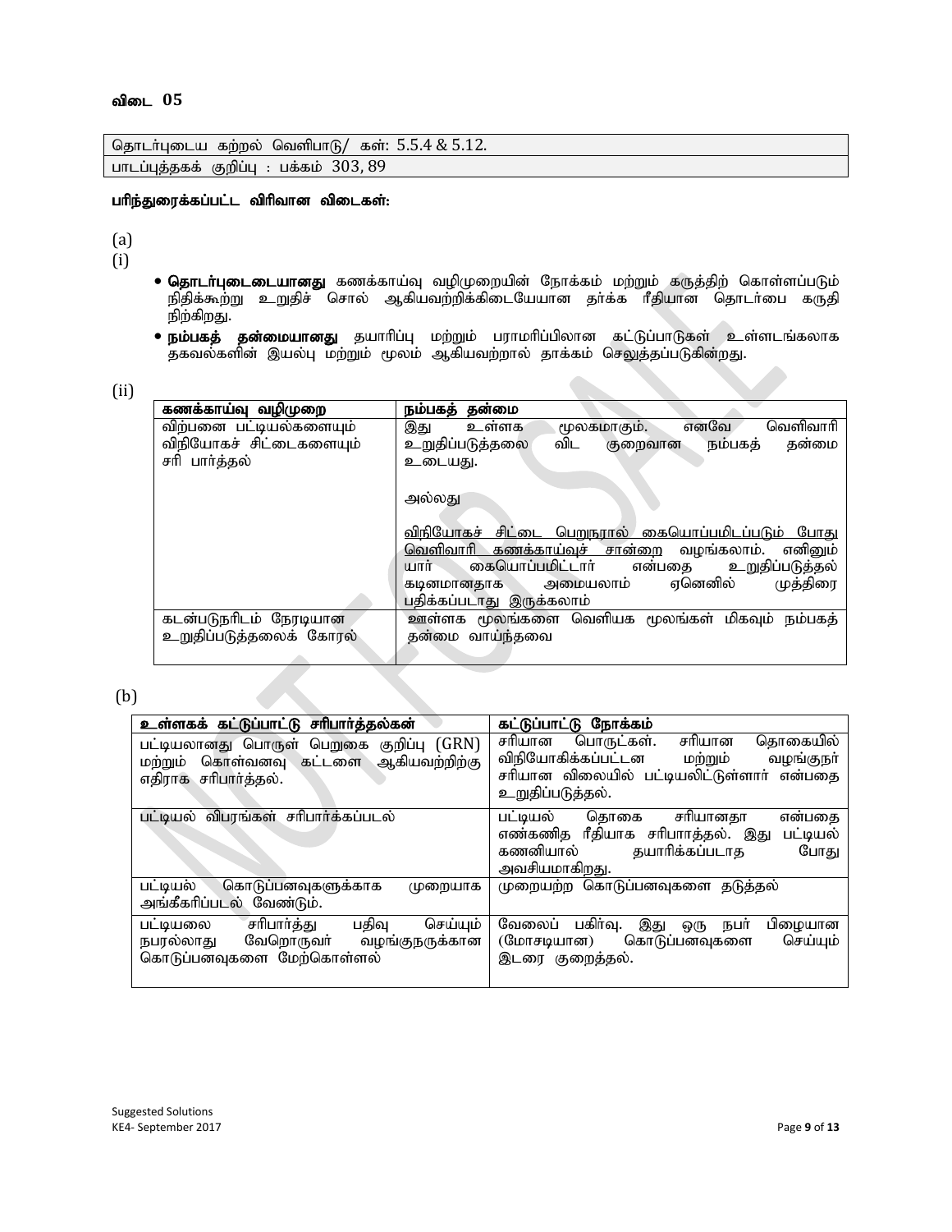### விடை 05

| தொடர்புடைய கற்றல் வெளிபாடு/ கள்: 5.5.4 & 5.12. |
|---|
| பாடப்புத்தகக் குறிப்பு : பக்கம் 303, 89 |

**பரிந்துரைக்கப்பட்ட விரிவான விடைகள்:**

(a)

(i)

- **தொடர்புடையானது** கணக்காய்வு வழிமுறையின் நோக்கம் மற்றும் கருத்திற் கொள்ளப்படும் நிதிக்கூற்று உறுதிச் சொல் ஆகியவற்றிக்கிடையேயான தர்க்க ரீதியான தொடர்பை கருதி நிற்கிறது.
- **நம்பகத் தன்மையானது** தயாரிப்பு மற்றும் பராமரிப்பிலான கட்டுப்பாடுகள் உள்ளடங்கலாக தகவல்களின் இயல்பு மற்றும் மூலம் ஆகியவற்றால் தாக்கம் செலுத்தப்படுகின்றது.

(ii)

| **கணக்காய்வு வழிமுறை** | **நம்பகத் தன்மை** |
|---|---|
| விற்பனை பட்டியல்களையும் விநியோகச் சிட்டைகளையும் சரி பார்த்தல் | இது உள்ளக மூலகமாகும். எனவே வெளிவாரி உறுதிப்படுத்தலை விட குறைவான நம்பகத் தன்மை உடையது.<br><br>அல்லது<br><br><u>விநியோகச் சிட்டை பெறுநரால் கையொப்பமிடப்படும் போது வெளிவாரி கணக்காய்வுச் சான்றை</u> வழங்கலாம். எனினும் யார் கையொப்பமிட்டார் என்பதை உறுதிப்படுத்தல் கடினமானதாக அமையலாம் ஏனெனில் முத்திரை <u>பதிக்கப்படாது இருக்கலாம்</u> |
| கடன்படுநரிடம் நேரடியான உறுதிப்படுத்தலைக் கோரல் | ஊள்ளக மூலங்களை வெளியக மூலங்கள் மிகவும் நம்பகத் தன்மை வாய்ந்தவை |

(b)

| **உள்ளகக் கட்டுப்பாட்டு சரிபார்த்தல்கள்** | **கட்டுப்பாட்டு நோக்கம்** |
|---|---|
| பட்டியலானது பொருள் பெறுகை குறிப்பு (GRN) மற்றும் கொள்வனவு கட்டளை ஆகியவற்றிற்கு எதிராக சரிபார்த்தல். | சரியான பொருட்கள். சரியான தொகையில் விநியோகிக்கப்பட்டன மற்றும் வழங்குநர் சரியான விலையில் பட்டியலிட்டுள்ளார் என்பதை உறுதிப்படுத்தல். |
| பட்டியல் விபரங்கள் சரிபார்க்கப்படல் | பட்டியல் தொகை சரியானதா என்பதை எண்கணித ரீதியாக சரிபாத்தல். இது பட்டியல் கணனியால் தயாரிக்கப்படாத போது அவசியமாகிறது. |
| பட்டியல் கொடுப்பனவுகளுக்காக முறையாக அங்கீகரிப்படல் வேண்டும். | முறையற்ற கொடுப்பனவுகளை தடுத்தல் |
| பட்டியலை சரிபார்த்து பதிவு செய்யும் நபரல்லாது வேறொருவர் வழங்குநருக்கான கொடுப்பனவுகளை மேற்கொள்ளல் | வேலைப் பகிர்வு. இது ஒரு நபர் பிழையான (மோசடியான) கொடுப்பனவுகளை செய்யும் இடரை குறைத்தல். |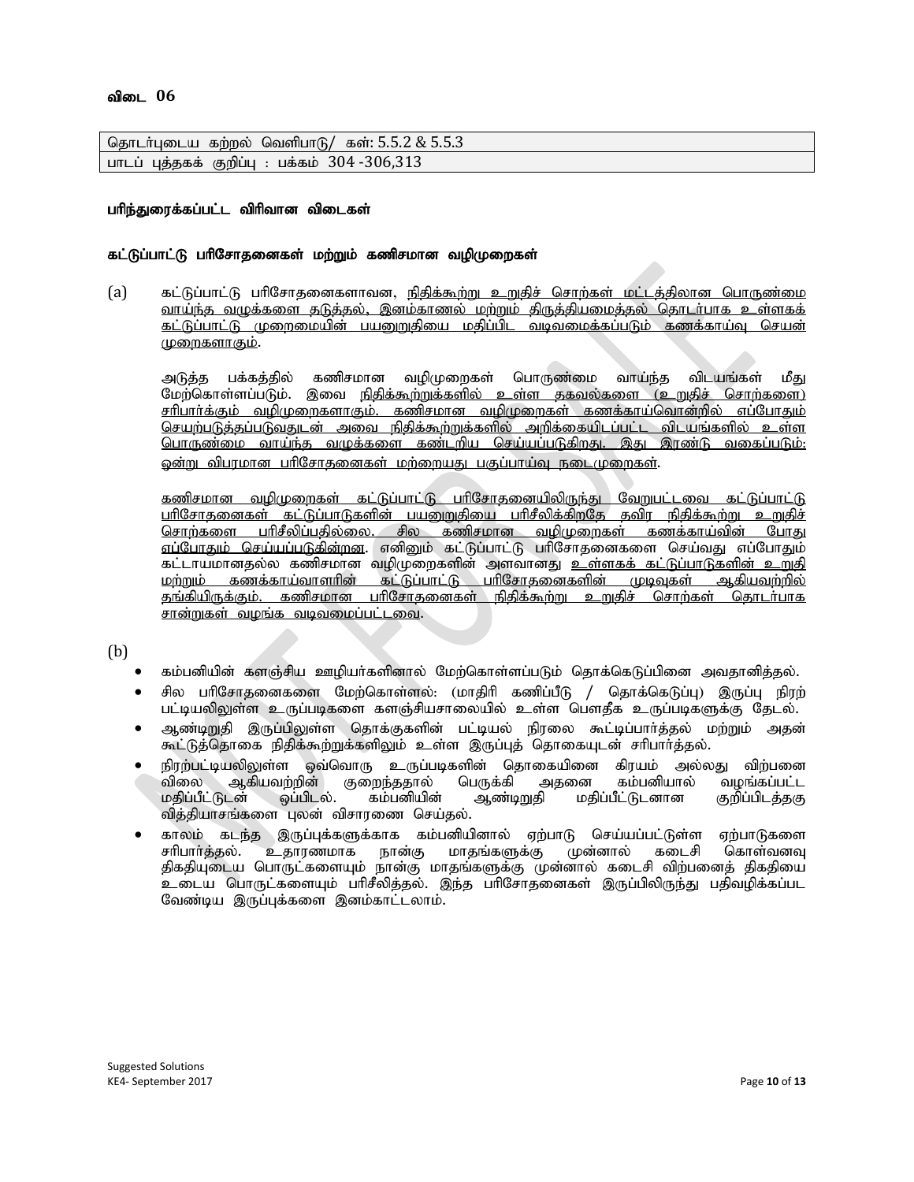### விடை 06

| தொடர்புடைய கற்றல் வெளிபாடு/ கள்: 5.5.2 & 5.5.3 |
|---|
| பாடப் புத்தகக் குறிப்பு : பக்கம் 304 -306,313 |

**பரிந்துரைக்கப்பட்ட விரிவான விடைகள்**

**கட்டுப்பாட்டு பரிசோதனைகள் மற்றும் கணிசமான வழிமுறைகள்**

(a) கட்டுப்பாட்டு பரிசோதனைகளாவன, நிதிக்கூற்று உறுதிச் சொற்கள் மட்டத்திலான பொருண்மை வாய்ந்த வழுக்களை தடுத்தல், இனம்காணல் மற்றும் திருத்தியமைத்தல் தொடர்பாக உள்ளகக் கட்டுப்பாட்டு முறைமையின் பயனுறுதியை மதிப்பிட வடிவமைக்கப்படும் கணக்காய்வு செயன் முறைகளாகும்.

அடுத்த பக்கத்தில் கணிசமான வழிமுறைகள் பொருண்மை வாய்ந்த விடயங்கள் மீது மேற்கொள்ளப்படும். இவை நிதிக்கூற்றுக்களில் உள்ள தகவல்களை (உறுதிச் சொற்களை) சரிபார்க்கும் வழிமுறைகளாகும். கணிசமான வழிமுறைகள் கணக்காய்வொன்றில் எப்போதும் செயற்படுத்தப்படுவதுடன் அவை நிதிக்கூற்றுக்களில் அறிக்கையிடப்பட்ட விடயங்களில் உள்ள பொருண்மை வாய்ந்த வழுக்களை கண்டறிய செய்யப்படுகிறது. இது இரண்டு வகைப்படும்: ஒன்று விபரமான பரிசோதனைகள் மற்றையது பகுப்பாய்வு நடைமுறைகள்.

கணிசமான வழிமுறைகள் கட்டுப்பாட்டு பரிசோதனையிலிருந்து வேறுபட்டவை கட்டுப்பாட்டு பரிசோதனைகள் கட்டுப்பாடுகளின் பயனுறுதியை பரிசீலிக்கிறதே தவிர நிதிக்கூற்று உறுதிச் சொற்களை பரிசீலிப்பதில்லை. சில கணிசமான வழிமுறைகள் கணக்காய்வின் போது எப்போதும் செய்யப்படுகின்றன. எனினும் கட்டுப்பாட்டு பரிசோதனைகளை செய்வது எப்போதும் கட்டாயமானதல்ல கணிசமான வழிமுறைகளின் அளவானது உள்ளகக் கட்டுப்பாடுகளின் உறுதி மற்றும் கணக்காய்வாளரின் கட்டுப்பாட்டு பரிசோதனைகளின் முடிவுகள் ஆகியவற்றில் தங்கியிருக்கும். கணிசமான பரிசோதனைகள் நிதிக்கூற்று உறுதிச் சொற்கள் தொடர்பாக சான்றுகள் வழங்க வடிவமைப்பட்டவை.

(b)

- கம்பனியின் களஞ்சிய ஊழியர்களினால் மேற்கொள்ளப்படும் தொக்கெடுப்பினை அவதானித்தல்.
- சில பரிசோதனைகளை மேற்கொள்ளல்: (மாதிரி கணிப்பீடு / தொக்கெடுப்பு) இருப்பு நிறற் பட்டியலிலுள்ள உருப்படிகளை களஞ்சியசாலையில் உள்ள பௌதீக உருப்படிகளுக்கு தேடல்.
- ஆண்டிறுதி இருப்பிலுள்ள தொக்குகளின் பட்டியல் நிரலை கூட்டிப்பார்த்தல் மற்றும் அதன் கூட்டுத்தொகை நிதிக்கூற்றுக்களிலும் உள்ள இருப்புத் தொகையுடன் சரிபார்த்தல்.
- நிரற்பட்டியலிலுள்ள ஒவ்வொரு உருப்படிகளின் தொகையினை கிரயம் அல்லது விற்பனை விலை ஆகியவற்றின் குறைந்ததால் பெருக்கி அதனை கம்பனியால் வழங்கப்பட்ட மதிப்பீட்டுடன் ஒப்பிடல். கம்பனியின் ஆண்டிறுதி மதிப்பீட்டுடனான குறிப்பிடத்தகு வித்தியாசங்களை புலன் விசாரணை செய்தல்.
- காலம் கடந்த இருப்புக்களுக்காக கம்பனியினால் ஏற்பாடு செய்யப்பட்டுள்ள ஏற்பாடுகளை சரிபார்த்தல். உதாரணமாக நான்கு மாதங்களுக்கு முன்னால் கடைசி கொள்வனவு திகதியுடைய பொருட்களையும் நான்கு மாதங்களுக்கு முன்னால் கடைசி விற்பனைத் திகதியை உடைய பொருட்களையும் பரிசீலித்தல். இந்த பரிசோதனைகள் இருப்பிலிருந்து பதிவழிக்கப்பட வேண்டிய இருப்புக்களை இனம்காட்டலாம்.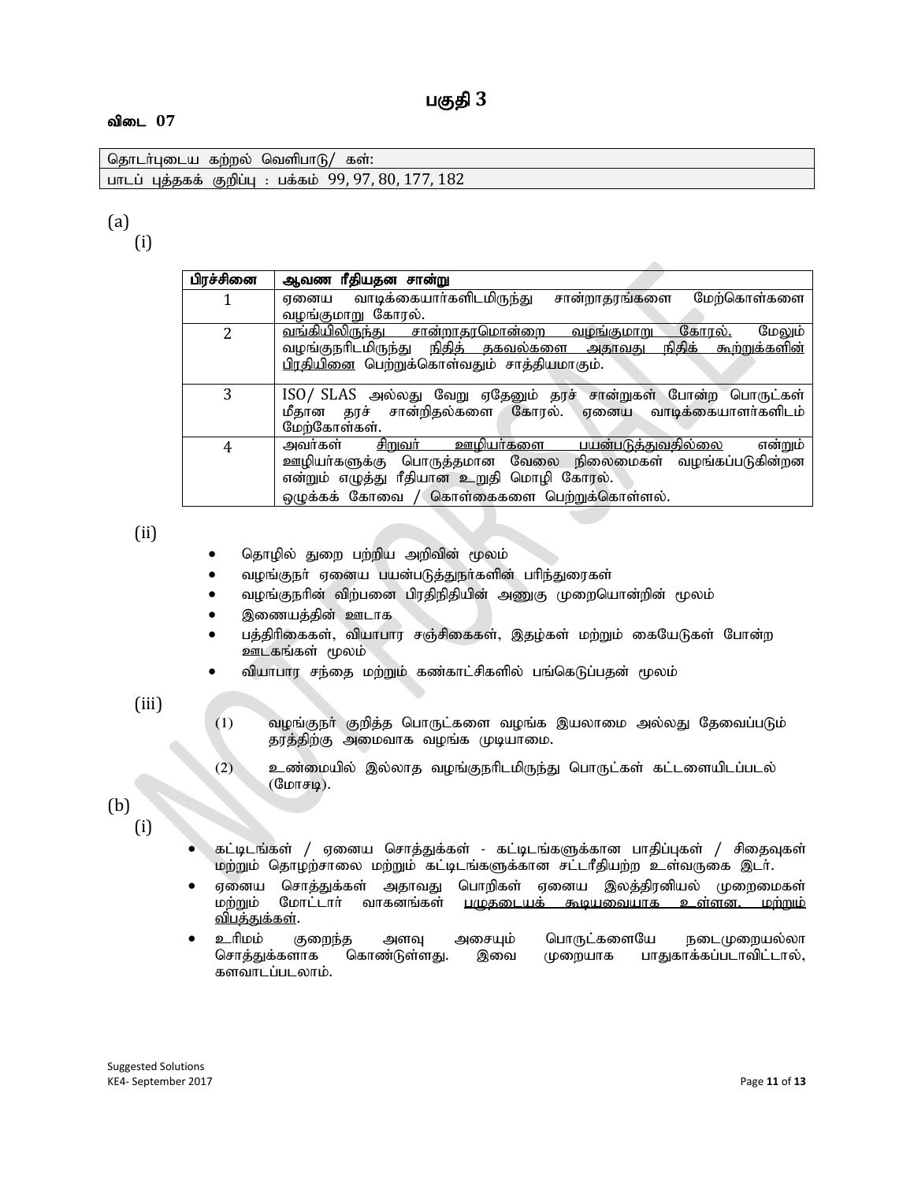# பகுதி 3

**விடை 07**

| தொடர்புடைய கற்றல் வெளிபாடு/ கள்: |
|---|
| பாடப் புத்தகக் குறிப்பு : பக்கம் 99, 97, 80, 177, 182 |

(a)

(i)

| பிரச்சினை | ஆவண ரீதியதன சான்று |
|---|---|
| 1 | ஏனைய வாடிக்கையார்களிடமிருந்து சான்றாதரங்களை மேற்கொள்களை வழங்குமாறு கோரல். |
| 2 | <u>வங்கியிலிருந்து சான்றாதரமொன்றை வழங்குமாறு கோரல்.</u> மேலும் வழங்குநரிடமிருந்து <u>நிதித் தகவல்களை அதாவது நிதிக் கூற்றுக்களின் பிரதியினை</u> பெற்றுக்கொள்வதும் சாத்தியமாகும். |
| 3 | ISO/ SLAS அல்லது வேறு ஏதேனும் தரச் சான்றுகள் போன்ற பொருட்கள் மீதான தரச் சான்றிதல்களை கோரல். ஏனைய வாடிக்கையாளர்களிடம் மேற்கோள்கள். |
| 4 | அவர்கள் <u>சிறுவர் ஊழியர்களை பயன்படுத்துவதில்லை</u> என்றும் ஊழியர்களுக்கு பொருத்தமான வேலை நிலைமைகள் வழங்கப்படுகின்றன என்றும் எழுத்து ரீதியான உறுதி மொழி கோரல். ஒழுக்கக் கோவை / கொள்கைகளை பெற்றுக்கொள்ளல். |

(ii)

- தொழில் துறை பற்றிய அறிவின் மூலம்
- வழங்குநர் ஏனைய பயன்படுத்துநர்களின் பரிந்துரைகள்
- வழங்குநரின் விற்பனை பிரதிநிதியின் அணுகு முறையொன்றின் மூலம்
- இணையத்தின் ஊடாக
- பத்திரிகைகள், வியாபார சஞ்சிகைகள், இதழ்கள் மற்றும் கையேடுகள் போன்ற ஊடகங்கள் மூலம்
- வியாபார சந்தை மற்றும் கண்காட்சிகளில் பங்கெடுப்பதன் மூலம்

(iii)

(1) வழங்குநர் குறித்த பொருட்களை வழங்க இயலாமை அல்லது தேவைப்படும் தரத்திற்கு அமைவாக வழங்க முடியாமை.

(2) உண்மையில் இல்லாத வழங்குநரிடமிருந்து பொருட்கள் கட்டளையிடப்படல் (மோசடி).

(b)

(i)

- கட்டிடங்கள் / ஏனைய சொத்துக்கள் - கட்டிடங்களுக்கான பாதிப்புகள் / சிதைவுகள் மற்றும் தொழற்சாலை மற்றும் கட்டிடங்களுக்கான சட்டரீதியற்ற உள்வருகை இடர்.
- ஏனைய சொத்துக்கள் அதாவது பொறிகள் ஏனைய இலத்திரனியல் முறைமைகள் மற்றும் மோட்டார் வாகனங்கள் <u>பழுதடையக் கூடியவையாக உள்ளன. மற்றும் விபத்துக்கள்</u>.
- உரிமம் குறைந்த அளவு அசையும் பொருட்களையே நடைமுறையல்லா சொத்துக்களாக கொண்டுள்ளது. இவை முறையாக பாதுகாக்கப்படாவிட்டால், களவாடப்படலாம்.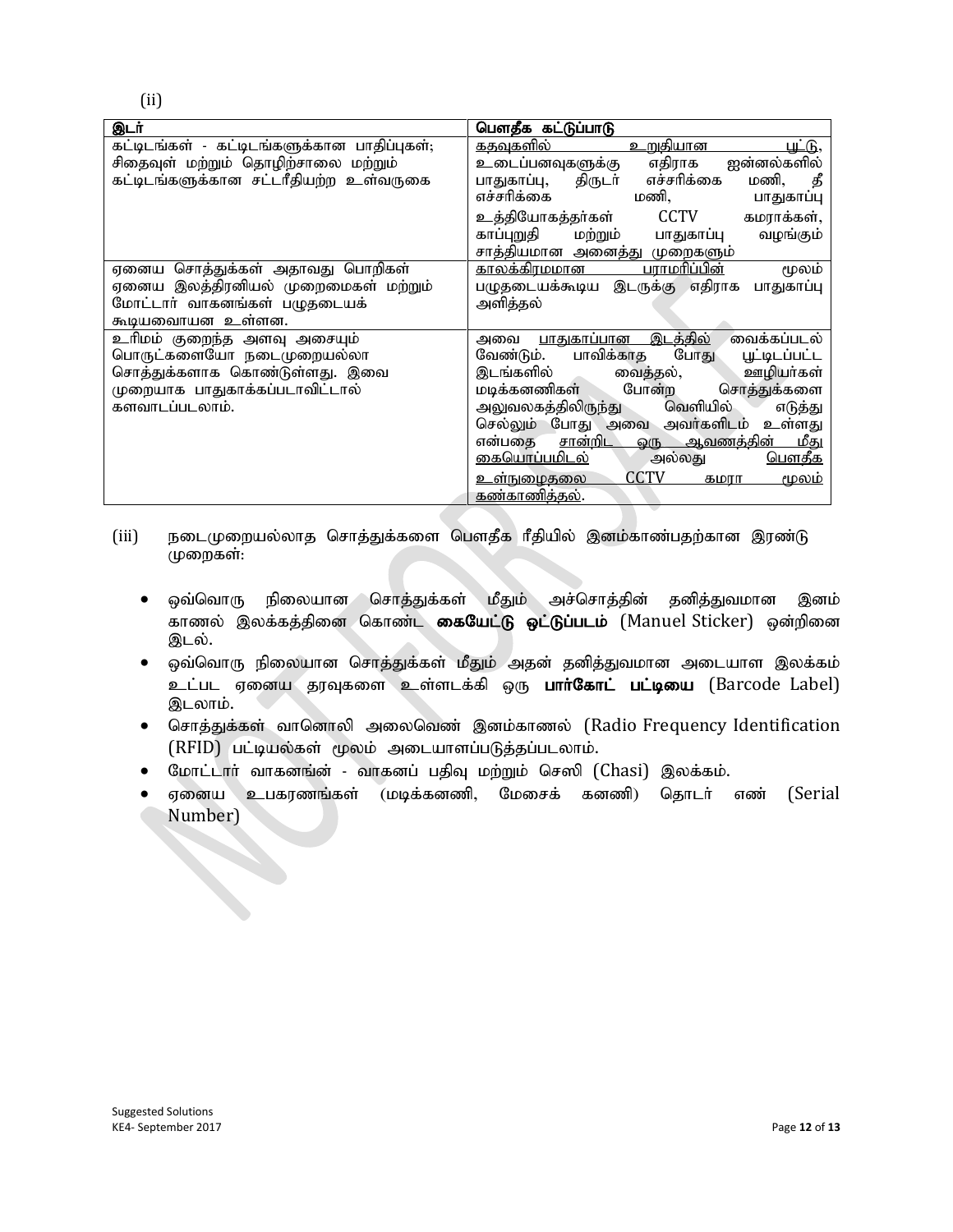(ii)

| இடர் | பௌதீக கட்டுப்பாடு |
|---|---|
| கட்டிடங்கள் - கட்டிடங்களுக்கான பாதிப்புகள்; சிதைவுள் மற்றும் தொழிற்சாலை மற்றும் கட்டிடங்களுக்கான சட்டரீதியற்ற உள்வருகை | கதவுகளில் உறுதியான பூட்டு, உடைப்பனவுகளுக்கு எதிராக ஜன்னல்களில் பாதுகாப்பு, திருடர் எச்சரிக்கை மணி, தீ எச்சரிக்கை மணி, பாதுகாப்பு உத்தியோகத்தர்கள் CCTV கமராக்கள், காப்புறுதி மற்றும் பாதுகாப்பு வழங்கும் சாத்தியமான அனைத்து முறைகளும் |
| ஏனைய சொத்துக்கள் அதாவது பொறிகள் ஏனைய இலத்திரனியல் முறைமைகள் மற்றும் மோட்டார் வாகனங்கள் பழுதடையக் கூடியவையாயன உள்ளன. | காலக்கிரமமான பராமரிப்பின் மூலம் பழுதடையக்கூடிய இடருக்கு எதிராக பாதுகாப்பு அளித்தல் |
| உரிமம் குறைந்த அளவு அசையும் பொருட்களையோ நடைமுறையல்லா சொத்துக்களாக கொண்டுள்ளது. இவை முறையாக பாதுகாக்கப்படாவிட்டால் களவாடப்படலாம். | அவை பாதுகாப்பான இடத்தில் வைக்கப்படல் வேண்டும். பாவிக்காத போது பூட்டிடப்பட்ட இடங்களில் வைத்தல், ஊழியர்கள் மடிக்கனணிகள் போன்ற சொத்துக்களை அலுவலகத்திலிருந்து வெளியில் எடுத்து செல்லும் போது அவை அவர்களிடம் உள்ளது என்பதை சான்றிட ஒரு ஆவணத்தின் மீது கையொப்பமிடல் அல்லது பௌதீக உள்நுழைதலை CCTV கமரா மூலம் கண்காணித்தல். |

(iii) நடைமுறையல்லாத சொத்துக்களை பௌதீக ரீதியில் இனம்காண்பதற்கான இரண்டு முறைகள்:

- ஒவ்வொரு நிலையான சொத்துக்கள் மீதும் அச்சொத்தின் தனித்துவமான இனம் காணல் இலக்கத்தினை கொண்ட **கையேட்டு ஒட்டுப்படம்** (Manuel Sticker) ஒன்றினை இடல்.
- ஒவ்வொரு நிலையான சொத்துக்கள் மீதும் அதன் தனித்துவமான அடையாள இலக்கம் உட்பட ஏனைய தரவுகளை உள்ளடக்கி ஒரு **பார்கோட் பட்டியை** (Barcode Label) இடலாம்.
- சொத்துக்கள் வானொலி அலைவெண் இனம்காணல் (Radio Frequency Identification (RFID) பட்டியல்கள் மூலம் அடையாளப்படுத்தப்படலாம்.
- மோட்டார் வாகனங்ன் - வாகனப் பதிவு மற்றும் செஸி (Chasi) இலக்கம்.
- ஏனைய உபகரணங்கள் (மடிக்கனணி, மேசைக் கனணி) தொடர் எண் (Serial Number)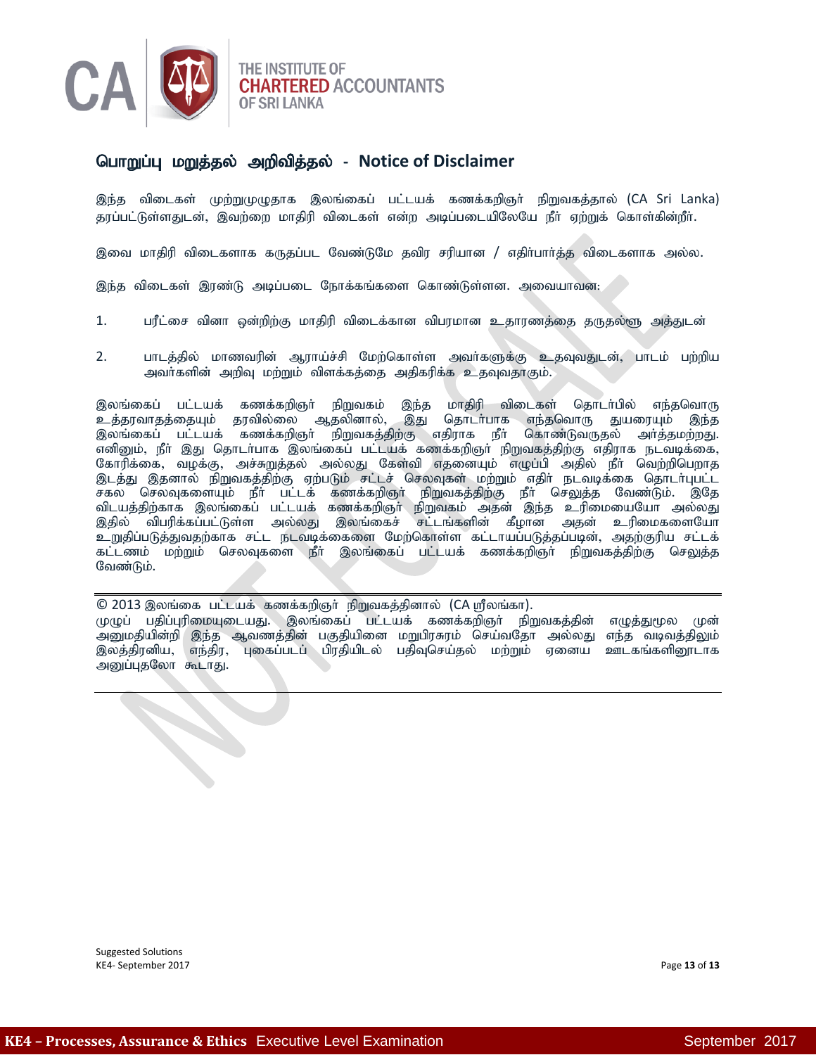## பொறுப்பு மறுத்தல் அறிவித்தல் - Notice of Disclaimer

இந்த விடைகள் முற்றுமுழுதாக இலங்கைப் பட்டயக் கணக்கறிஞர் நிறுவகத்தால் (CA Sri Lanka) தரப்பட்டுள்ளதுடன், இவற்றை மாதிரி விடைகள் என்ற அடிப்படையிலேயே நீர் ஏற்றுக் கொள்கின்றீர்.

இவை மாதிரி விடைகளாக கருதப்பட வேண்டுமே தவிர சரியான / எதிர்பார்த்த விடைகளாக அல்ல.

இந்த விடைகள் இரண்டு அடிப்படை நோக்கங்களை கொண்டுள்ளன. அவையாவன:

1. பரீட்சை வினா ஒன்றிற்கு மாதிரி விடைக்கான விபரமான உதாரணத்தை தருதலும் அத்துடன்
2. பாடத்தில் மாணவரின் ஆராய்ச்சி மேற்கொள்ள அவர்களுக்கு உதவுவதுடன், பாடம் பற்றிய அவர்களின் அறிவு மற்றும் விளக்கத்தை அதிகரிக்க உதவுவதாகும்.

இலங்கைப் பட்டயக் கணக்கறிஞர் நிறுவகம் இந்த மாதிரி விடைகள் தொடர்பில் எந்தவொரு உத்தரவாதத்தையும் தரவில்லை ஆதலினால், இது தொடர்பாக எந்தவொரு துயரையும் இந்த இலங்கைப் பட்டயக் கணக்கறிஞர் நிறுவகத்திற்கு எதிராக நீர் கொண்டுவருதல் அர்த்தமற்றது. எனினும், நீர் இது தொடர்பாக இலங்கைப் பட்டயக் கணக்கறிஞர் நிறுவகத்திற்கு எதிராக நடவடிக்கை, கோரிக்கை, வழக்கு, அச்சுறுத்தல் அல்லது கேள்வி எதனையும் எழுப்பி அதில் நீர் வெற்றிபெறாத இடத்து இதனால் நிறுவகத்திற்கு ஏற்படும் சட்டச் செலவுகள் மற்றும் எதிர் நடவடிக்கை தொடர்புபட்ட சகல செலவுகளையும் நீர் பட்டக் கணக்கறிஞர் நிறுவகத்திற்கு நீர் செலுத்த வேண்டும். இதே விடயத்திற்காக இலங்கைப் பட்டயக் கணக்கறிஞர் நிறுவகம் அதன் இந்த உரிமையையோ அல்லது இதில் விபரிக்கப்பட்டுள்ள அல்லது இலங்கைச் சட்டங்களின் கீழான அதன் உரிமைகளையோ உறுதிப்படுத்துவதற்காக சட்ட நடவடிக்கைகளை மேற்கொள்ள கட்டாயப்படுத்தப்படின், அதற்குரிய சட்டக் கட்டணம் மற்றும் செலவுகளை நீர் இலங்கைப் பட்டயக் கணக்கறிஞர் நிறுவகத்திற்கு செலுத்த வேண்டும்.

---

© 2013 இலங்கை பட்டயக் கணக்கறிஞர் நிறுவகத்தினால் (CA ஸ்ரீலங்கா).
முழுப் பதிப்புரிமையுடையது. இலங்கைப் பட்டயக் கணக்கறிஞர் நிறுவகத்தின் எழுத்துமூல முன் அனுமதியின்றி இந்த ஆவணத்தின் பகுதியினை மறுபிரசுரம் செய்வதோ அல்லது எந்த வடிவத்திலும் இலத்திரனிய, எந்திர, புகைப்படப் பிரதியிடல் பதிவுசெய்தல் மற்றும் ஏனைய ஊடகங்களினூடாக அனுப்புதலோ கூடாது.

---